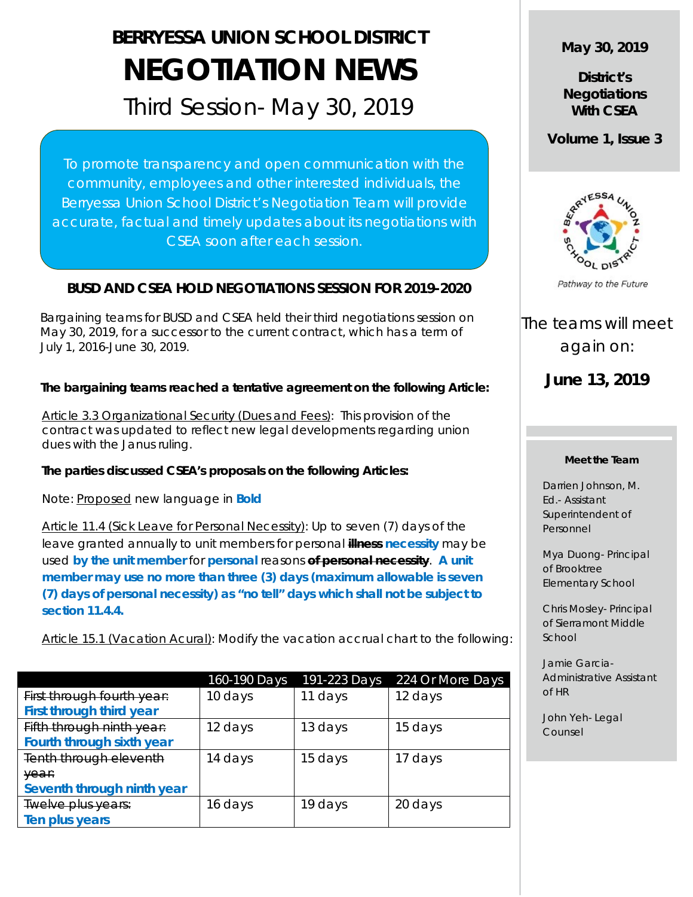# BERRYESSA UNION SCHOOL DISTRICT

# NEGOTIATION NEWS

## Third Session- May 30, 2019

To promote transparency and open communication with the community, employees and other interested individuals, the Berryessa Union School District's Negotiation Team will provide accurate, factual and timely updates about its negotiations with CSEA soon after each session.

### BUSD AND CSEA HOLD NEGOTIATIONS SESSION FOR 2019-2020

Bargaining teams for BUSD and CSEA held their third negotiations session on May 30, 2019, for a successor to the current contract, which has a term of July 1, 2016-June 30, 2019.

**The bargaining teams reached a tentative agreement on the following Article:**

Article 3.3 Organizational Security (Dues and Fees): This provision of the contract was updated to reflect new legal developments regarding union dues with the Janus ruling.

**The parties discussed CSEA's proposals on the following Articles:**

Note: Proposed new language in **Bold**

Article 11.4 (Sick Leave for Personal Necessity): Up to seven (7) days of the leave granted annually to unit members for personal ~~illness~~ **necessity** may be used **by the unit member** for **personal** reasons ~~of personal necessity~~. **A unit member may use no more than three (3) days (maximum allowable is seven (7) days of personal necessity) as "no tell" days which shall not be subject to section 11.4.4.**

Article 15.1 (Vacation Acural): Modify the vacation accrual chart to the following:

| | 160-190 Days | 191-223 Days | 224 Or More Days |
|---|---|---|---|
| ~~First through fourth year:~~ **First through third year** | 10 days | 11 days | 12 days |
| ~~Fifth through ninth year:~~ **Fourth through sixth year** | 12 days | 13 days | 15 days |
| ~~Tenth through eleventh year:~~ **Seventh through ninth year** | 14 days | 15 days | 17 days |
| ~~Twelve plus years:~~ **Ten plus years** | 16 days | 19 days | 20 days |

**May 30, 2019**

**District's Negotiations With CSEA**

**Volume 1, Issue 3**

*Pathway to the Future*

The teams will meet again on:

**June 13, 2019**

**Meet the Team**

Darrien Johnson, M. Ed.- Assistant Superintendent of Personnel

Mya Duong- Principal of Brooktree Elementary School

Chris Mosley- Principal of Sierramont Middle School

Jamie Garcia- Administrative Assistant of HR

John Yeh- Legal Counsel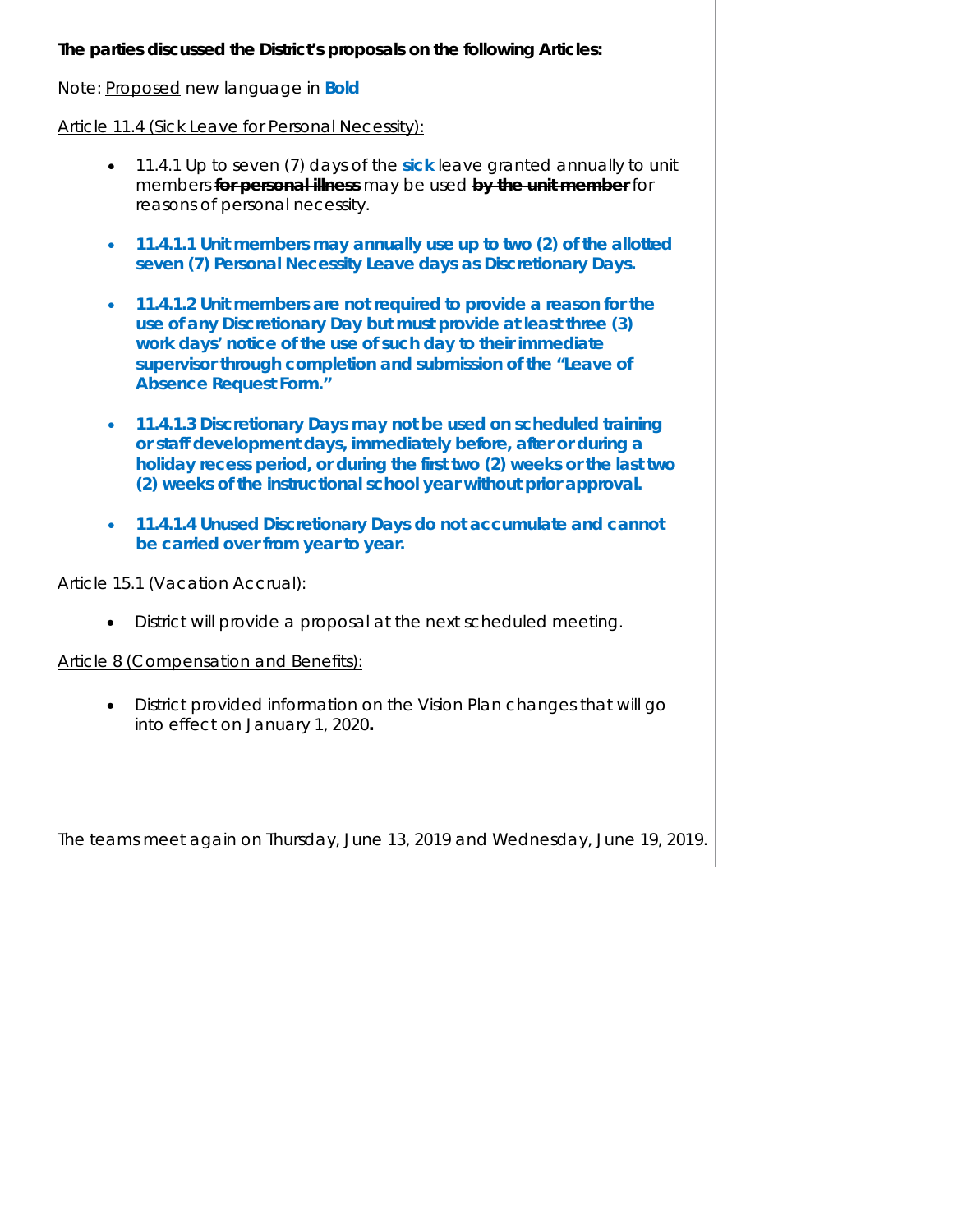**The parties discussed the District's proposals on the following Articles:**

Note: Proposed new language in **Bold**

Article 11.4 (Sick Leave for Personal Necessity):

- 11.4.1 Up to seven (7) days of the **sick** leave granted annually to unit members ~~**for personal illness**~~ may be used ~~**by the unit member**~~ for reasons of personal necessity.

- **11.4.1.1 Unit members may annually use up to two (2) of the allotted seven (7) Personal Necessity Leave days as Discretionary Days.**

- **11.4.1.2 Unit members are not required to provide a reason for the use of any Discretionary Day but must provide at least three (3) work days' notice of the use of such day to their immediate supervisor through completion and submission of the "Leave of Absence Request Form."**

- **11.4.1.3 Discretionary Days may not be used on scheduled training or staff development days, immediately before, after or during a holiday recess period, or during the first two (2) weeks or the last two (2) weeks of the instructional school year without prior approval.**

- **11.4.1.4 Unused Discretionary Days do not accumulate and cannot be carried over from year to year.**

Article 15.1 (Vacation Accrual):

- District will provide a proposal at the next scheduled meeting.

Article 8 (Compensation and Benefits):

- District provided information on the Vision Plan changes that will go into effect on January 1, 2020**.**

The teams meet again on Thursday, June 13, 2019 and Wednesday, June 19, 2019.